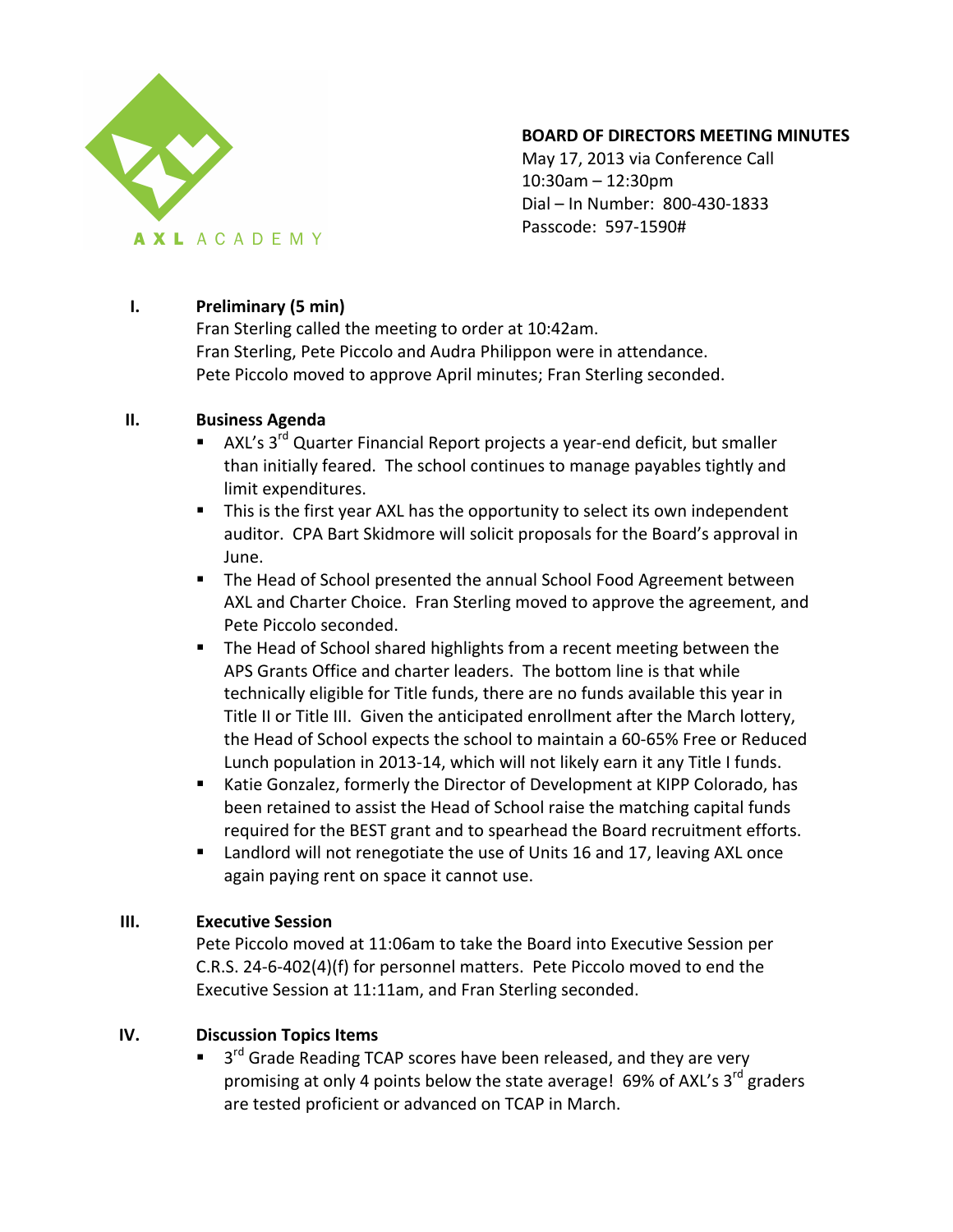AXL ACADEMY

**BOARD OF DIRECTORS MEETING MINUTES**
May 17, 2013 via Conference Call
10:30am – 12:30pm
Dial – In Number: 800-430-1833
Passcode: 597-1590#

## I. Preliminary (5 min)

Fran Sterling called the meeting to order at 10:42am.
Fran Sterling, Pete Piccolo and Audra Philippon were in attendance.
Pete Piccolo moved to approve April minutes; Fran Sterling seconded.

## II. Business Agenda

- AXL's 3rd Quarter Financial Report projects a year-end deficit, but smaller than initially feared. The school continues to manage payables tightly and limit expenditures.
- This is the first year AXL has the opportunity to select its own independent auditor. CPA Bart Skidmore will solicit proposals for the Board's approval in June.
- The Head of School presented the annual School Food Agreement between AXL and Charter Choice. Fran Sterling moved to approve the agreement, and Pete Piccolo seconded.
- The Head of School shared highlights from a recent meeting between the APS Grants Office and charter leaders. The bottom line is that while technically eligible for Title funds, there are no funds available this year in Title II or Title III. Given the anticipated enrollment after the March lottery, the Head of School expects the school to maintain a 60-65% Free or Reduced Lunch population in 2013-14, which will not likely earn it any Title I funds.
- Katie Gonzalez, formerly the Director of Development at KIPP Colorado, has been retained to assist the Head of School raise the matching capital funds required for the BEST grant and to spearhead the Board recruitment efforts.
- Landlord will not renegotiate the use of Units 16 and 17, leaving AXL once again paying rent on space it cannot use.

## III. Executive Session

Pete Piccolo moved at 11:06am to take the Board into Executive Session per C.R.S. 24-6-402(4)(f) for personnel matters. Pete Piccolo moved to end the Executive Session at 11:11am, and Fran Sterling seconded.

## IV. Discussion Topics Items

- 3rd Grade Reading TCAP scores have been released, and they are very promising at only 4 points below the state average! 69% of AXL's 3rd graders are tested proficient or advanced on TCAP in March.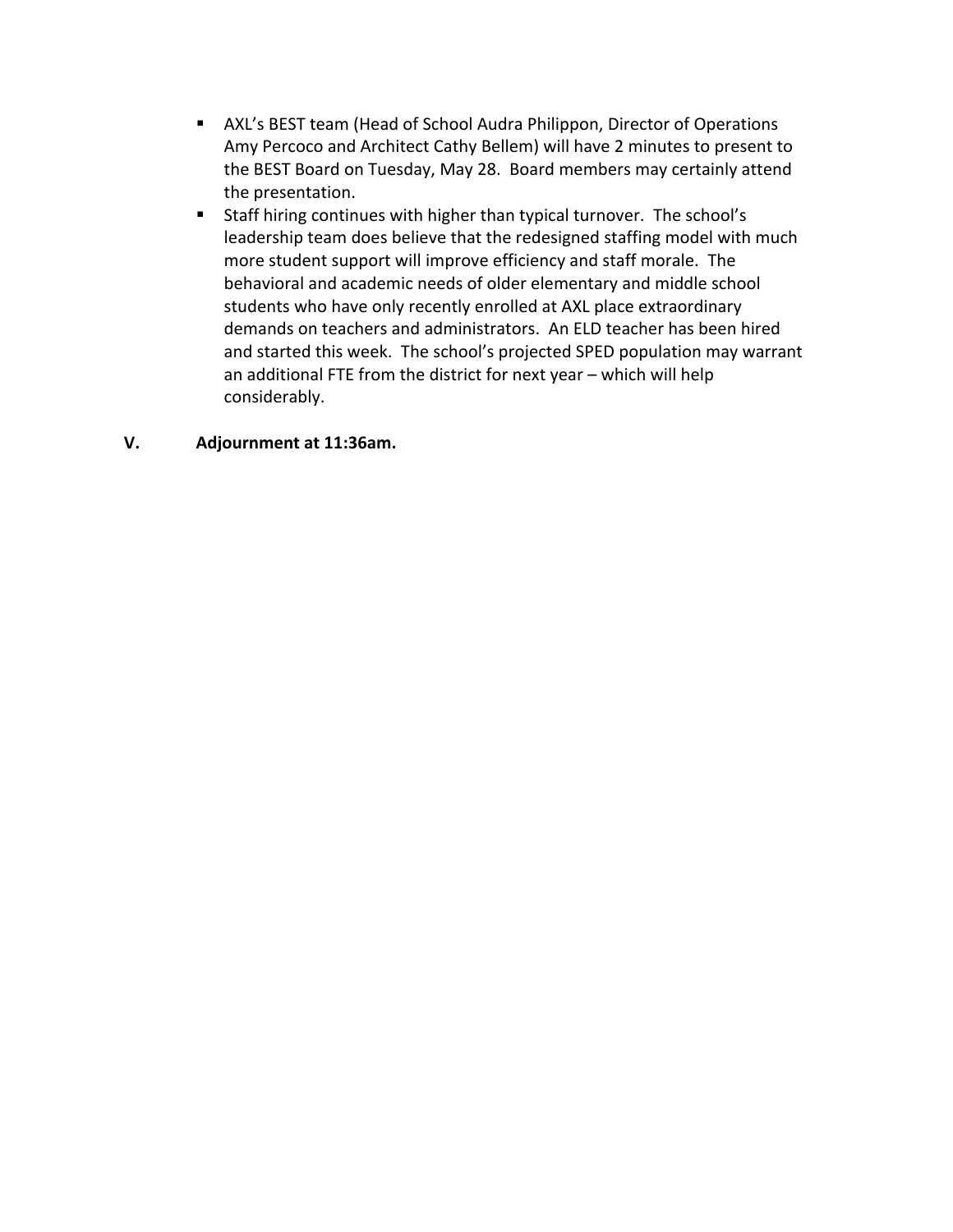- AXL's BEST team (Head of School Audra Philippon, Director of Operations Amy Percoco and Architect Cathy Bellem) will have 2 minutes to present to the BEST Board on Tuesday, May 28. Board members may certainly attend the presentation.
- Staff hiring continues with higher than typical turnover. The school's leadership team does believe that the redesigned staffing model with much more student support will improve efficiency and staff morale. The behavioral and academic needs of older elementary and middle school students who have only recently enrolled at AXL place extraordinary demands on teachers and administrators. An ELD teacher has been hired and started this week. The school's projected SPED population may warrant an additional FTE from the district for next year – which will help considerably.

**V. Adjournment at 11:36am.**